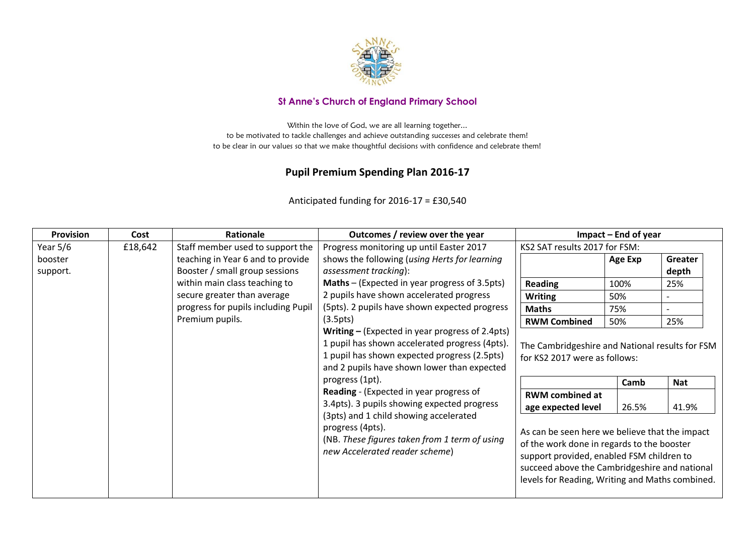**St Anne's Church of England Primary School**

Within the love of God, we are all learning together...
to be motivated to tackle challenges and achieve outstanding successes and celebrate them!
to be clear in our values so that we make thoughtful decisions with confidence and celebrate them!

# Pupil Premium Spending Plan 2016-17

Anticipated funding for 2016-17 = £30,540

| Provision | Cost | Rationale | Outcomes / review over the year | Impact – End of year |
|---|---|---|---|---|
| Year 5/6 booster support. | £18,642 | Staff member used to support the teaching in Year 6 and to provide Booster / small group sessions within main class teaching to secure greater than average progress for pupils including Pupil Premium pupils. | Progress monitoring up until Easter 2017 shows the following (*using Herts for learning assessment tracking*):<br>**Maths** – (Expected in year progress of 3.5pts) 2 pupils have shown accelerated progress (5pts). 2 pupils have shown expected progress (3.5pts)<br>**Writing –** (Expected in year progress of 2.4pts) 1 pupil has shown accelerated progress (4pts). 1 pupil has shown expected progress (2.5pts) and 2 pupils have shown lower than expected progress (1pt).<br>**Reading** - (Expected in year progress of 3.4pts). 3 pupils showing expected progress (3pts) and 1 child showing accelerated progress (4pts).<br>(NB. *These figures taken from 1 term of using new Accelerated reader scheme*) | KS2 SAT results 2017 for FSM:<br><br>(see tables below)<br><br>The Cambridgeshire and National results for FSM for KS2 2017 were as follows:<br><br>As can be seen here we believe that the impact of the work done in regards to the booster support provided, enabled FSM children to succeed above the Cambridgeshire and national levels for Reading, Writing and Maths combined. |

KS2 SAT results 2017 for FSM:

| | Age Exp | Greater depth |
|---|---|---|
| **Reading** | 100% | 25% |
| **Writing** | 50% | - |
| **Maths** | 75% | - |
| **RWM Combined** | 50% | 25% |

The Cambridgeshire and National results for FSM for KS2 2017 were as follows:

| | Camb | Nat |
|---|---|---|
| **RWM combined at age expected level** | 26.5% | 41.9% |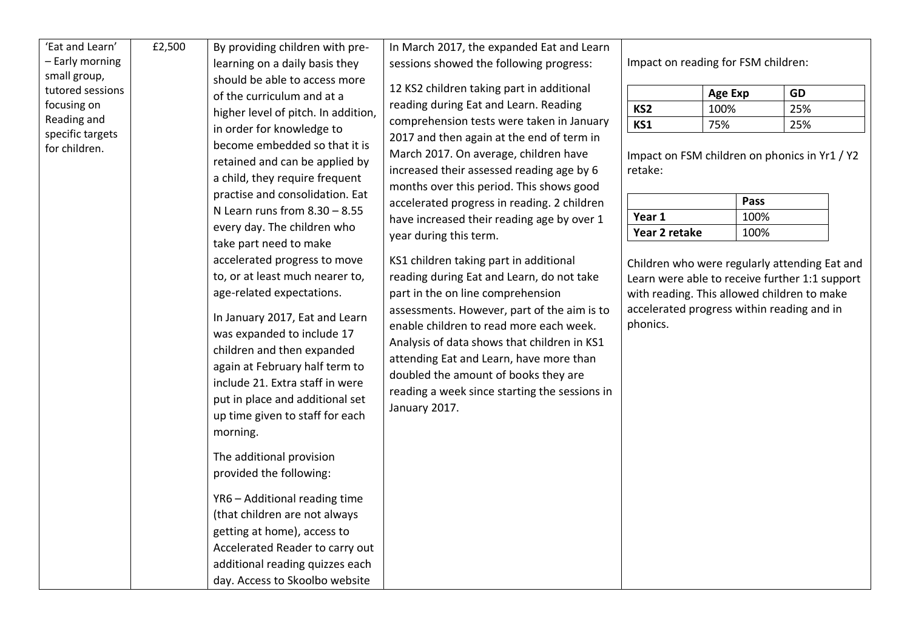| 'Eat and Learn' – Early morning small group, tutored sessions focusing on Reading and specific targets for children. | £2,500 | By providing children with pre-learning on a daily basis they should be able to access more of the curriculum and at a higher level of pitch. In addition, in order for knowledge to become embedded so that it is retained and can be applied by a child, they require frequent practise and consolidation. Eat N Learn runs from 8.30 – 8.55 every day. The children who take part need to make accelerated progress to move to, or at least much nearer to, age-related expectations.<br><br>In January 2017, Eat and Learn was expanded to include 17 children and then expanded again at February half term to include 21. Extra staff in were put in place and additional set up time given to staff for each morning.<br><br>The additional provision provided the following:<br><br>YR6 – Additional reading time (that children are not always getting at home), access to Accelerated Reader to carry out additional reading quizzes each day. Access to Skoolbo website | In March 2017, the expanded Eat and Learn sessions showed the following progress:<br><br>12 KS2 children taking part in additional reading during Eat and Learn. Reading comprehension tests were taken in January 2017 and then again at the end of term in March 2017. On average, children have increased their assessed reading age by 6 months over this period. This shows good accelerated progress in reading. 2 children have increased their reading age by over 1 year during this term.<br><br>KS1 children taking part in additional reading during Eat and Learn, do not take part in the on line comprehension assessments. However, part of the aim is to enable children to read more each week. Analysis of data shows that children in KS1 attending Eat and Learn, have more than doubled the amount of books they are reading a week since starting the sessions in January 2017. | Impact on reading for FSM children:<br><br>(see table below)<br><br>Impact on FSM children on phonics in Yr1 / Y2 retake:<br><br>(see table below)<br><br>Children who were regularly attending Eat and Learn were able to receive further 1:1 support with reading. This allowed children to make accelerated progress within reading and in phonics. |
|---|---|---|---|---|

Impact on reading for FSM children:

| | Age Exp | GD |
|---|---|---|
| **KS2** | 100% | 25% |
| **KS1** | 75% | 25% |

Impact on FSM children on phonics in Yr1 / Y2 retake:

| | Pass |
|---|---|
| **Year 1** | 100% |
| **Year 2 retake** | 100% |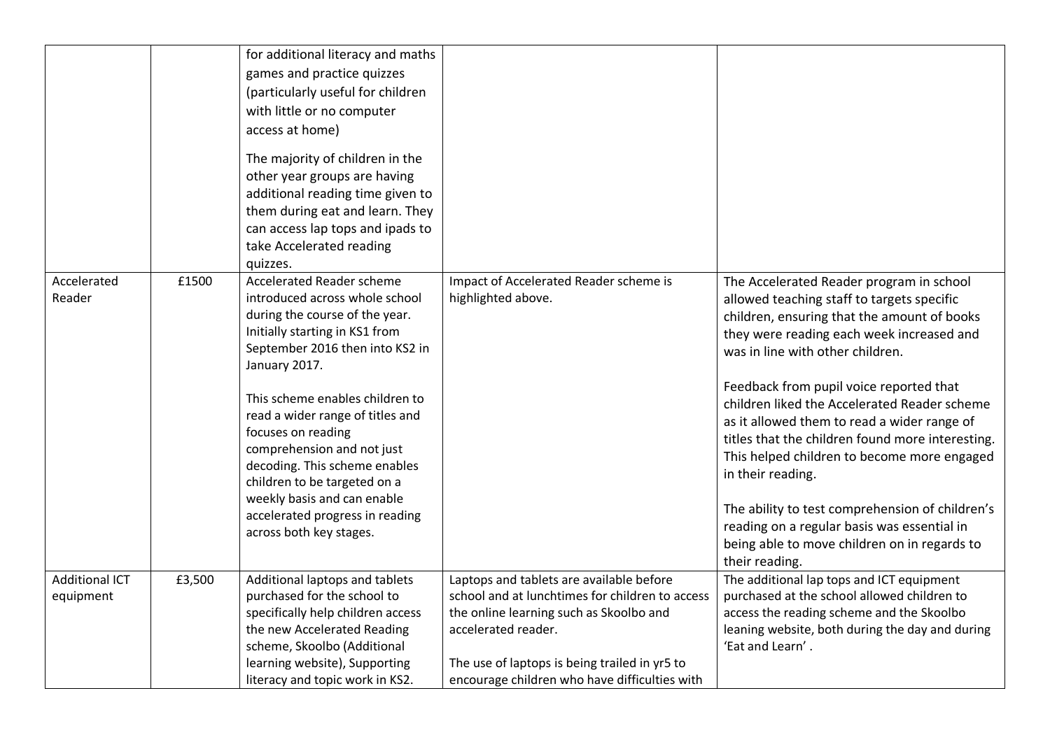| | | | | |
|---|---|---|---|---|
| | | for additional literacy and maths games and practice quizzes (particularly useful for children with little or no computer access at home)<br><br>The majority of children in the other year groups are having additional reading time given to them during eat and learn. They can access lap tops and ipads to take Accelerated reading quizzes. | | |
| Accelerated Reader | £1500 | Accelerated Reader scheme introduced across whole school during the course of the year. Initially starting in KS1 from September 2016 then into KS2 in January 2017.<br><br>This scheme enables children to read a wider range of titles and focuses on reading comprehension and not just decoding. This scheme enables children to be targeted on a weekly basis and can enable accelerated progress in reading across both key stages. | Impact of Accelerated Reader scheme is highlighted above. | The Accelerated Reader program in school allowed teaching staff to targets specific children, ensuring that the amount of books they were reading each week increased and was in line with other children.<br><br>Feedback from pupil voice reported that children liked the Accelerated Reader scheme as it allowed them to read a wider range of titles that the children found more interesting. This helped children to become more engaged in their reading.<br><br>The ability to test comprehension of children's reading on a regular basis was essential in being able to move children on in regards to their reading. |
| Additional ICT equipment | £3,500 | Additional laptops and tablets purchased for the school to specifically help children access the new Accelerated Reading scheme, Skoolbo (Additional learning website), Supporting literacy and topic work in KS2. | Laptops and tablets are available before school and at lunchtimes for children to access the online learning such as Skoolbo and accelerated reader.<br><br>The use of laptops is being trailed in yr5 to encourage children who have difficulties with | The additional lap tops and ICT equipment purchased at the school allowed children to access the reading scheme and the Skoolbo leaning website, both during the day and during 'Eat and Learn'. |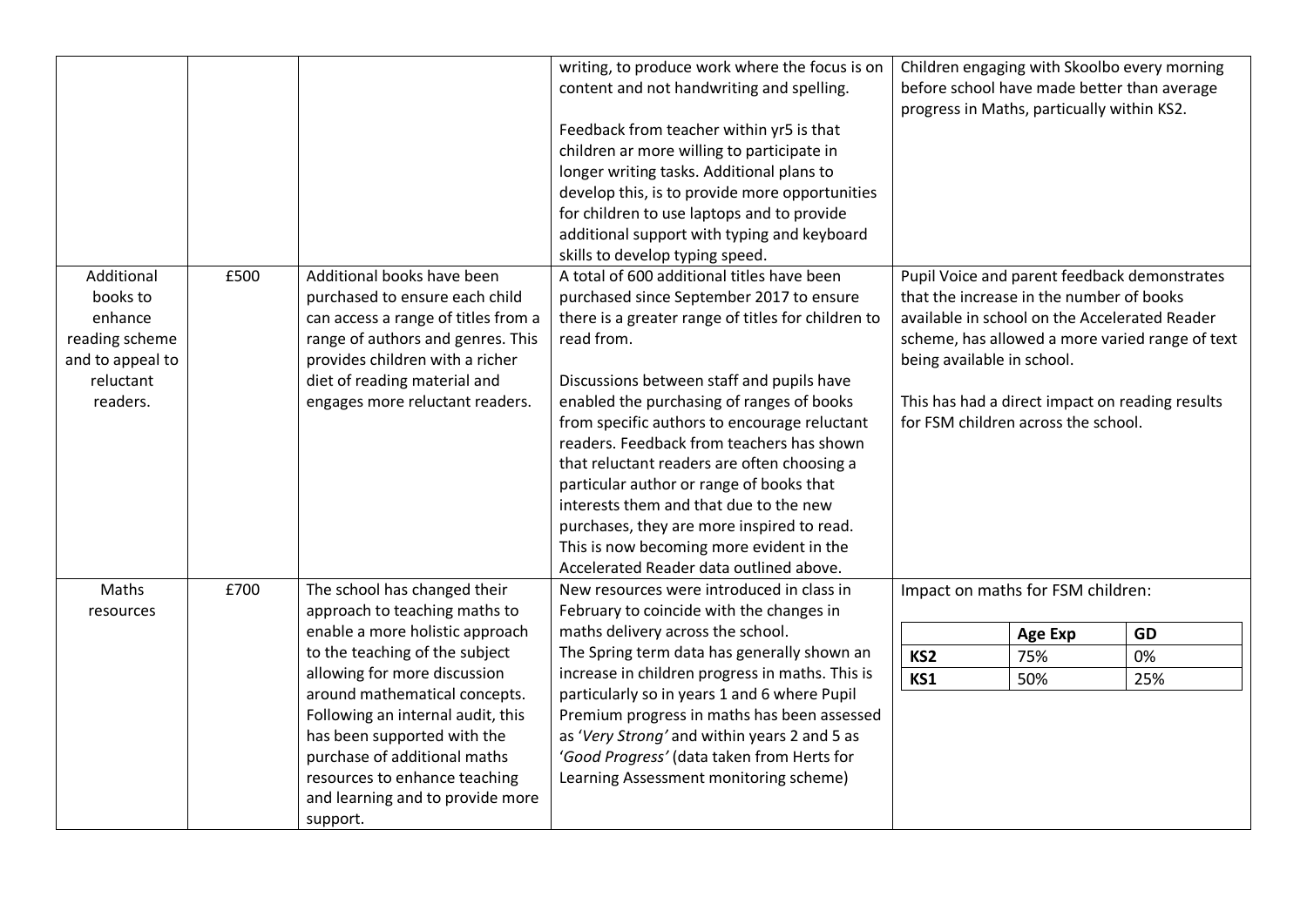| | | | | |
|---|---|---|---|---|
| | | | writing, to produce work where the focus is on content and not handwriting and spelling.<br><br>Feedback from teacher within yr5 is that children ar more willing to participate in longer writing tasks. Additional plans to develop this, is to provide more opportunities for children to use laptops and to provide additional support with typing and keyboard skills to develop typing speed. | Children engaging with Skoolbo every morning before school have made better than average progress in Maths, particually within KS2. |
| Additional books to enhance reading scheme and to appeal to reluctant readers. | £500 | Additional books have been purchased to ensure each child can access a range of titles from a range of authors and genres. This provides children with a richer diet of reading material and engages more reluctant readers. | A total of 600 additional titles have been purchased since September 2017 to ensure there is a greater range of titles for children to read from.<br><br>Discussions between staff and pupils have enabled the purchasing of ranges of books from specific authors to encourage reluctant readers. Feedback from teachers has shown that reluctant readers are often choosing a particular author or range of books that interests them and that due to the new purchases, they are more inspired to read. This is now becoming more evident in the Accelerated Reader data outlined above. | Pupil Voice and parent feedback demonstrates that the increase in the number of books available in school on the Accelerated Reader scheme, has allowed a more varied range of text being available in school.<br><br>This has had a direct impact on reading results for FSM children across the school. |
| Maths resources | £700 | The school has changed their approach to teaching maths to enable a more holistic approach to the teaching of the subject allowing for more discussion around mathematical concepts. Following an internal audit, this has been supported with the purchase of additional maths resources to enhance teaching and learning and to provide more support. | New resources were introduced in class in February to coincide with the changes in maths delivery across the school.<br>The Spring term data has generally shown an increase in children progress in maths. This is particularly so in years 1 and 6 where Pupil Premium progress in maths has been assessed as '*Very Strong'* and within years 2 and 5 as '*Good Progress'* (data taken from Herts for Learning Assessment monitoring scheme) | Impact on maths for FSM children:<br><br>**KS2**: Age Exp 75%, GD 0%<br>**KS1**: Age Exp 50%, GD 25% |

Impact on maths for FSM children:

| | Age Exp | GD |
|---|---|---|
| **KS2** | 75% | 0% |
| **KS1** | 50% | 25% |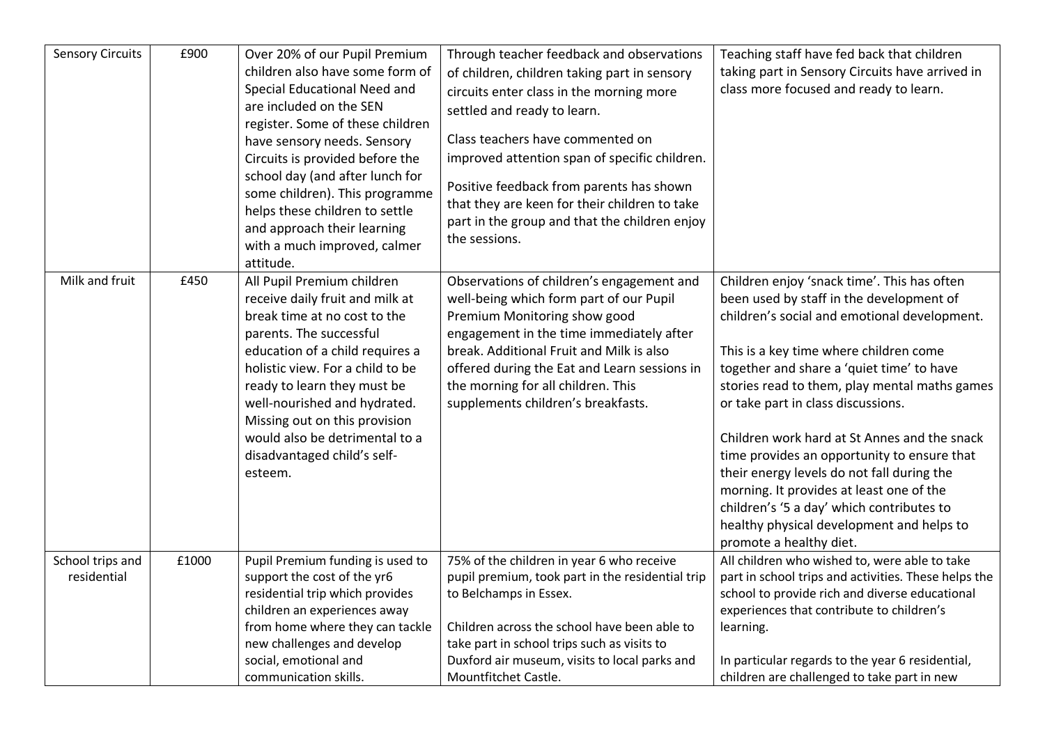| Sensory Circuits | £900 | Over 20% of our Pupil Premium children also have some form of Special Educational Need and are included on the SEN register. Some of these children have sensory needs. Sensory Circuits is provided before the school day (and after lunch for some children). This programme helps these children to settle and approach their learning with a much improved, calmer attitude. | Through teacher feedback and observations of children, children taking part in sensory circuits enter class in the morning more settled and ready to learn.<br><br>Class teachers have commented on improved attention span of specific children.<br><br>Positive feedback from parents has shown that they are keen for their children to take part in the group and that the children enjoy the sessions. | Teaching staff have fed back that children taking part in Sensory Circuits have arrived in class more focused and ready to learn. |
|---|---|---|---|---|
| Milk and fruit | £450 | All Pupil Premium children receive daily fruit and milk at break time at no cost to the parents. The successful education of a child requires a holistic view. For a child to be ready to learn they must be well-nourished and hydrated. Missing out on this provision would also be detrimental to a disadvantaged child's self-esteem. | Observations of children's engagement and well-being which form part of our Pupil Premium Monitoring show good engagement in the time immediately after break. Additional Fruit and Milk is also offered during the Eat and Learn sessions in the morning for all children. This supplements children's breakfasts. | Children enjoy 'snack time'. This has often been used by staff in the development of children's social and emotional development.<br><br>This is a key time where children come together and share a 'quiet time' to have stories read to them, play mental maths games or take part in class discussions.<br><br>Children work hard at St Annes and the snack time provides an opportunity to ensure that their energy levels do not fall during the morning. It provides at least one of the children's '5 a day' which contributes to healthy physical development and helps to promote a healthy diet. |
| School trips and residential | £1000 | Pupil Premium funding is used to support the cost of the yr6 residential trip which provides children an experiences away from home where they can tackle new challenges and develop social, emotional and communication skills. | 75% of the children in year 6 who receive pupil premium, took part in the residential trip to Belchamps in Essex.<br><br>Children across the school have been able to take part in school trips such as visits to Duxford air museum, visits to local parks and Mountfitchet Castle. | All children who wished to, were able to take part in school trips and activities. These helps the school to provide rich and diverse educational experiences that contribute to children's learning.<br><br>In particular regards to the year 6 residential, children are challenged to take part in new |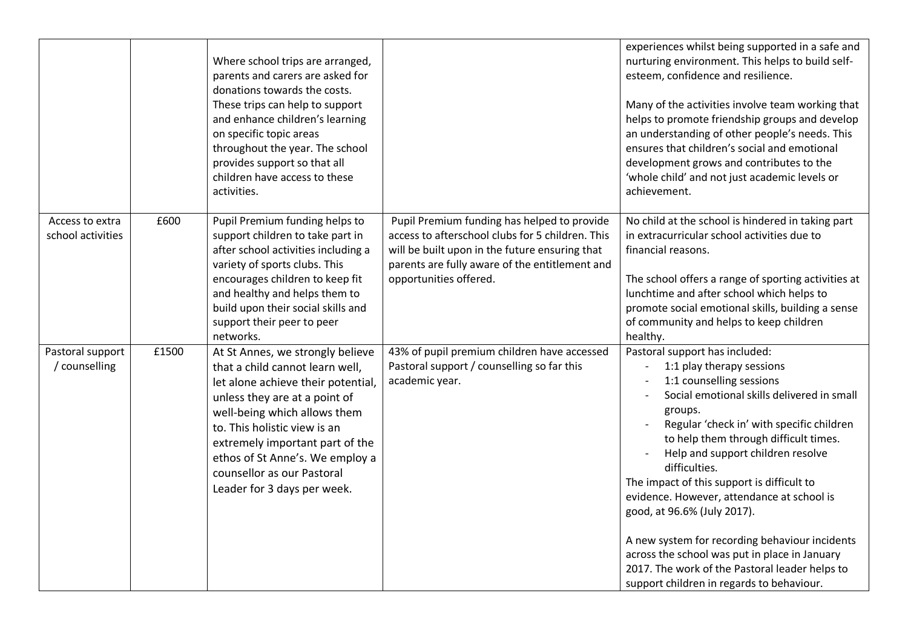| | | | | |
|---|---|---|---|---|
| | | Where school trips are arranged, parents and carers are asked for donations towards the costs. These trips can help to support and enhance children's learning on specific topic areas throughout the year. The school provides support so that all children have access to these activities. | | experiences whilst being supported in a safe and nurturing environment. This helps to build self-esteem, confidence and resilience.<br><br>Many of the activities involve team working that helps to promote friendship groups and develop an understanding of other people's needs. This ensures that children's social and emotional development grows and contributes to the 'whole child' and not just academic levels or achievement. |
| Access to extra school activities | £600 | Pupil Premium funding helps to support children to take part in after school activities including a variety of sports clubs. This encourages children to keep fit and healthy and helps them to build upon their social skills and support their peer to peer networks. | Pupil Premium funding has helped to provide access to afterschool clubs for 5 children. This will be built upon in the future ensuring that parents are fully aware of the entitlement and opportunities offered. | No child at the school is hindered in taking part in extracurricular school activities due to financial reasons.<br><br>The school offers a range of sporting activities at lunchtime and after school which helps to promote social emotional skills, building a sense of community and helps to keep children healthy. |
| Pastoral support / counselling | £1500 | At St Annes, we strongly believe that a child cannot learn well, let alone achieve their potential, unless they are at a point of well-being which allows them to. This holistic view is an extremely important part of the ethos of St Anne's. We employ a counsellor as our Pastoral Leader for 3 days per week. | 43% of pupil premium children have accessed Pastoral support / counselling so far this academic year. | Pastoral support has included:<br>- 1:1 play therapy sessions<br>- 1:1 counselling sessions<br>- Social emotional skills delivered in small groups.<br>- Regular 'check in' with specific children to help them through difficult times.<br>- Help and support children resolve difficulties.<br>The impact of this support is difficult to evidence. However, attendance at school is good, at 96.6% (July 2017).<br><br>A new system for recording behaviour incidents across the school was put in place in January 2017. The work of the Pastoral leader helps to support children in regards to behaviour. |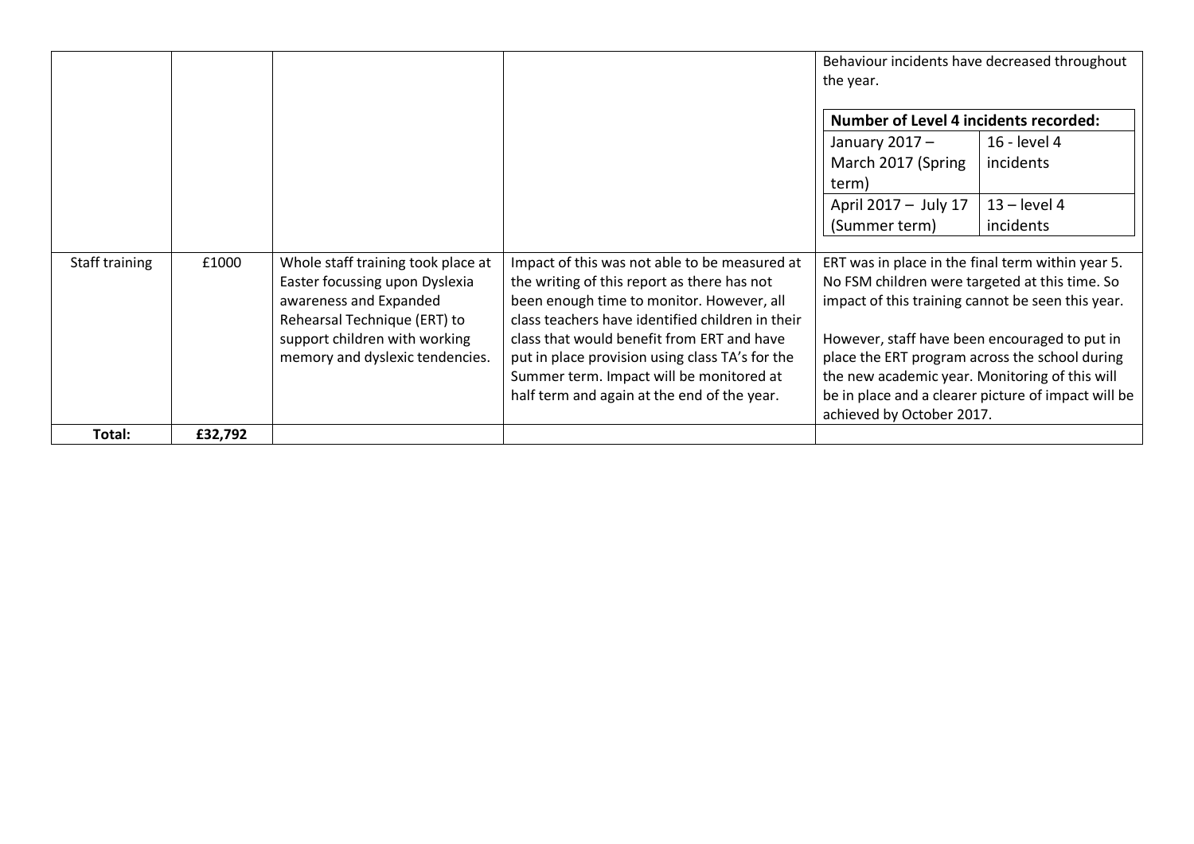| | | | | |
|---|---|---|---|---|
| | | | | Behaviour incidents have decreased throughout the year.<br><br>**Number of Level 4 incidents recorded:**<br>January 2017 – March 2017 (Spring term): 16 - level 4 incidents<br>April 2017 – July 17 (Summer term): 13 – level 4 incidents |
| Staff training | £1000 | Whole staff training took place at Easter focussing upon Dyslexia awareness and Expanded Rehearsal Technique (ERT) to support children with working memory and dyslexic tendencies. | Impact of this was not able to be measured at the writing of this report as there has not been enough time to monitor. However, all class teachers have identified children in their class that would benefit from ERT and have put in place provision using class TA's for the Summer term. Impact will be monitored at half term and again at the end of the year. | ERT was in place in the final term within year 5. No FSM children were targeted at this time. So impact of this training cannot be seen this year.<br><br>However, staff have been encouraged to put in place the ERT program across the school during the new academic year. Monitoring of this will be in place and a clearer picture of impact will be achieved by October 2017. |
| **Total:** | **£32,792** | | | |